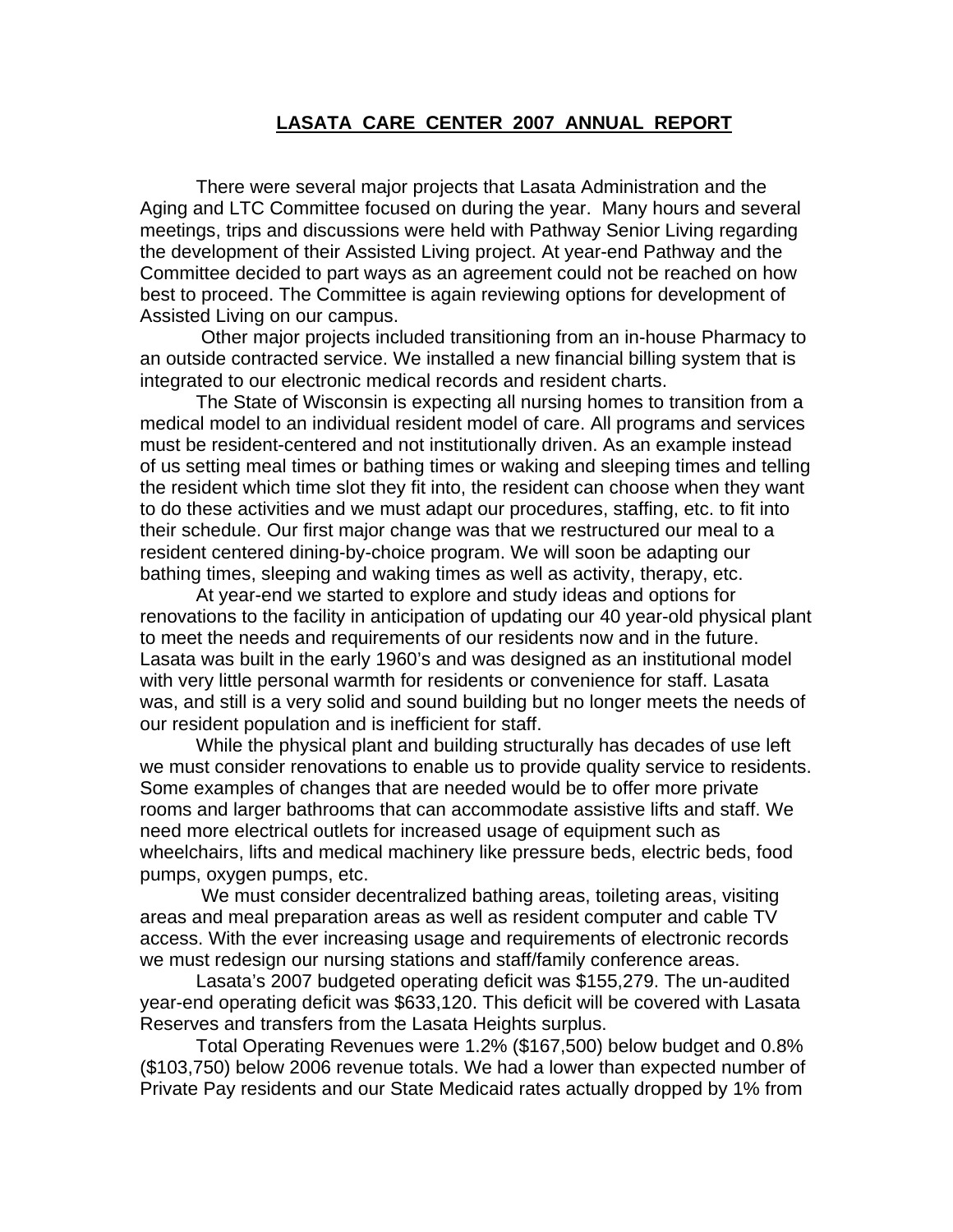# LASATA CARE CENTER 2007 ANNUAL REPORT

There were several major projects that Lasata Administration and the Aging and LTC Committee focused on during the year. Many hours and several meetings, trips and discussions were held with Pathway Senior Living regarding the development of their Assisted Living project. At year-end Pathway and the Committee decided to part ways as an agreement could not be reached on how best to proceed. The Committee is again reviewing options for development of Assisted Living on our campus.

Other major projects included transitioning from an in-house Pharmacy to an outside contracted service. We installed a new financial billing system that is integrated to our electronic medical records and resident charts.

The State of Wisconsin is expecting all nursing homes to transition from a medical model to an individual resident model of care. All programs and services must be resident-centered and not institutionally driven. As an example instead of us setting meal times or bathing times or waking and sleeping times and telling the resident which time slot they fit into, the resident can choose when they want to do these activities and we must adapt our procedures, staffing, etc. to fit into their schedule. Our first major change was that we restructured our meal to a resident centered dining-by-choice program. We will soon be adapting our bathing times, sleeping and waking times as well as activity, therapy, etc.

At year-end we started to explore and study ideas and options for renovations to the facility in anticipation of updating our 40 year-old physical plant to meet the needs and requirements of our residents now and in the future. Lasata was built in the early 1960's and was designed as an institutional model with very little personal warmth for residents or convenience for staff. Lasata was, and still is a very solid and sound building but no longer meets the needs of our resident population and is inefficient for staff.

While the physical plant and building structurally has decades of use left we must consider renovations to enable us to provide quality service to residents. Some examples of changes that are needed would be to offer more private rooms and larger bathrooms that can accommodate assistive lifts and staff. We need more electrical outlets for increased usage of equipment such as wheelchairs, lifts and medical machinery like pressure beds, electric beds, food pumps, oxygen pumps, etc.

We must consider decentralized bathing areas, toileting areas, visiting areas and meal preparation areas as well as resident computer and cable TV access. With the ever increasing usage and requirements of electronic records we must redesign our nursing stations and staff/family conference areas.

Lasata's 2007 budgeted operating deficit was $155,279. The un-audited year-end operating deficit was $633,120. This deficit will be covered with Lasata Reserves and transfers from the Lasata Heights surplus.

Total Operating Revenues were 1.2% ($167,500) below budget and 0.8% ($103,750) below 2006 revenue totals. We had a lower than expected number of Private Pay residents and our State Medicaid rates actually dropped by 1% from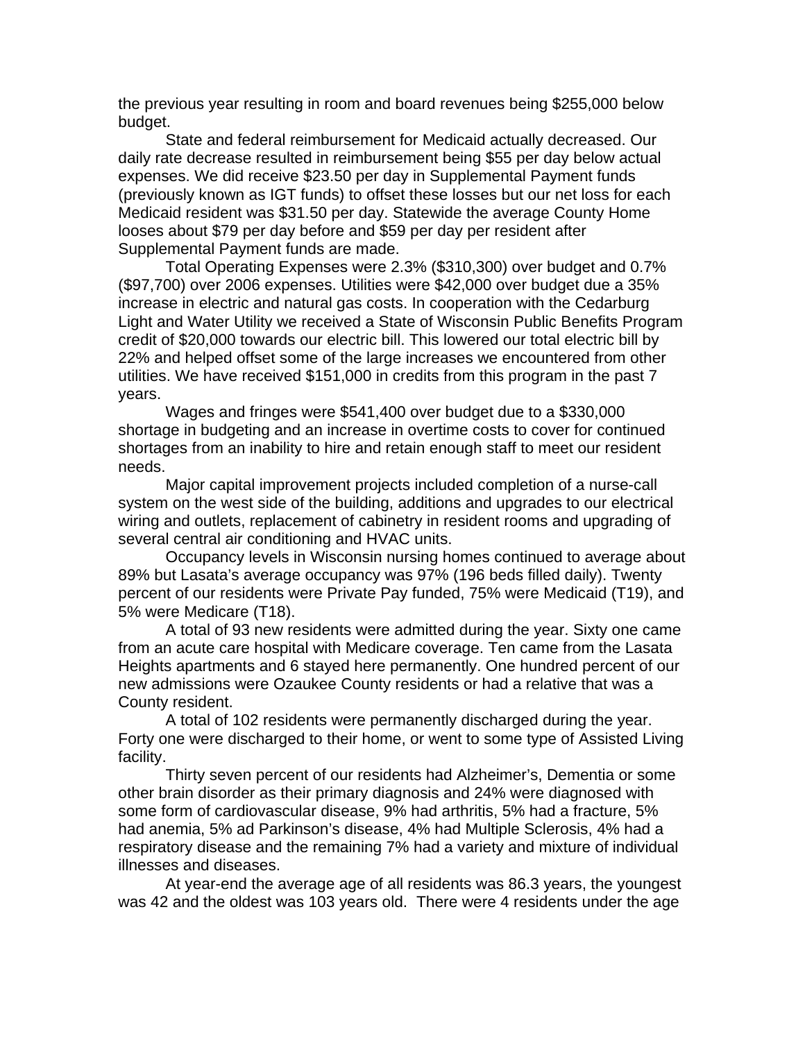the previous year resulting in room and board revenues being $255,000 below budget.

State and federal reimbursement for Medicaid actually decreased. Our daily rate decrease resulted in reimbursement being $55 per day below actual expenses. We did receive $23.50 per day in Supplemental Payment funds (previously known as IGT funds) to offset these losses but our net loss for each Medicaid resident was $31.50 per day. Statewide the average County Home looses about $79 per day before and $59 per day per resident after Supplemental Payment funds are made.

Total Operating Expenses were 2.3% ($310,300) over budget and 0.7% ($97,700) over 2006 expenses. Utilities were $42,000 over budget due a 35% increase in electric and natural gas costs. In cooperation with the Cedarburg Light and Water Utility we received a State of Wisconsin Public Benefits Program credit of $20,000 towards our electric bill. This lowered our total electric bill by 22% and helped offset some of the large increases we encountered from other utilities. We have received $151,000 in credits from this program in the past 7 years.

Wages and fringes were $541,400 over budget due to a $330,000 shortage in budgeting and an increase in overtime costs to cover for continued shortages from an inability to hire and retain enough staff to meet our resident needs.

Major capital improvement projects included completion of a nurse-call system on the west side of the building, additions and upgrades to our electrical wiring and outlets, replacement of cabinetry in resident rooms and upgrading of several central air conditioning and HVAC units.

Occupancy levels in Wisconsin nursing homes continued to average about 89% but Lasata's average occupancy was 97% (196 beds filled daily). Twenty percent of our residents were Private Pay funded, 75% were Medicaid (T19), and 5% were Medicare (T18).

A total of 93 new residents were admitted during the year. Sixty one came from an acute care hospital with Medicare coverage. Ten came from the Lasata Heights apartments and 6 stayed here permanently. One hundred percent of our new admissions were Ozaukee County residents or had a relative that was a County resident.

A total of 102 residents were permanently discharged during the year. Forty one were discharged to their home, or went to some type of Assisted Living facility.

Thirty seven percent of our residents had Alzheimer's, Dementia or some other brain disorder as their primary diagnosis and 24% were diagnosed with some form of cardiovascular disease, 9% had arthritis, 5% had a fracture, 5% had anemia, 5% ad Parkinson's disease, 4% had Multiple Sclerosis, 4% had a respiratory disease and the remaining 7% had a variety and mixture of individual illnesses and diseases.

At year-end the average age of all residents was 86.3 years, the youngest was 42 and the oldest was 103 years old. There were 4 residents under the age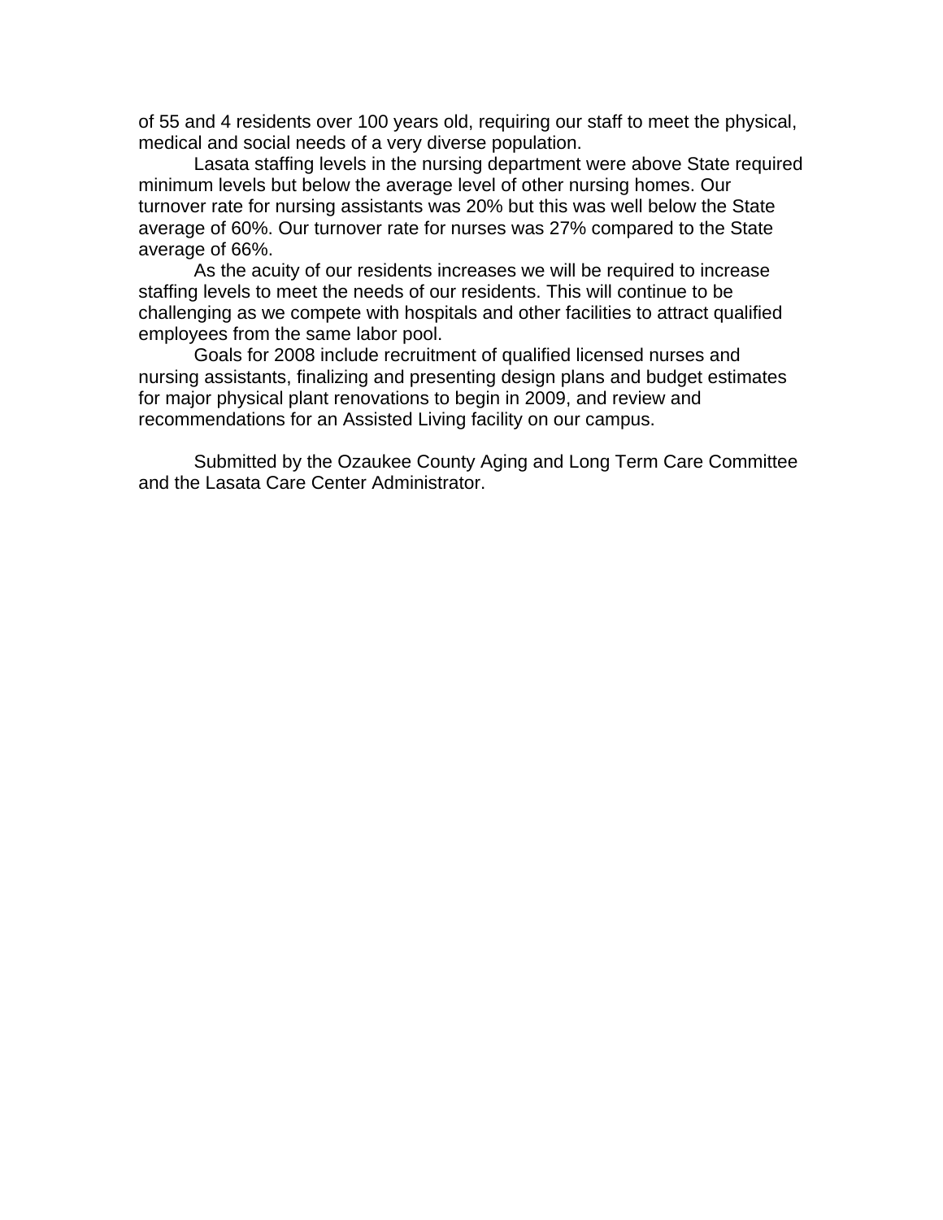of 55 and 4 residents over 100 years old, requiring our staff to meet the physical, medical and social needs of a very diverse population.

Lasata staffing levels in the nursing department were above State required minimum levels but below the average level of other nursing homes. Our turnover rate for nursing assistants was 20% but this was well below the State average of 60%. Our turnover rate for nurses was 27% compared to the State average of 66%.

As the acuity of our residents increases we will be required to increase staffing levels to meet the needs of our residents. This will continue to be challenging as we compete with hospitals and other facilities to attract qualified employees from the same labor pool.

Goals for 2008 include recruitment of qualified licensed nurses and nursing assistants, finalizing and presenting design plans and budget estimates for major physical plant renovations to begin in 2009, and review and recommendations for an Assisted Living facility on our campus.

Submitted by the Ozaukee County Aging and Long Term Care Committee and the Lasata Care Center Administrator.